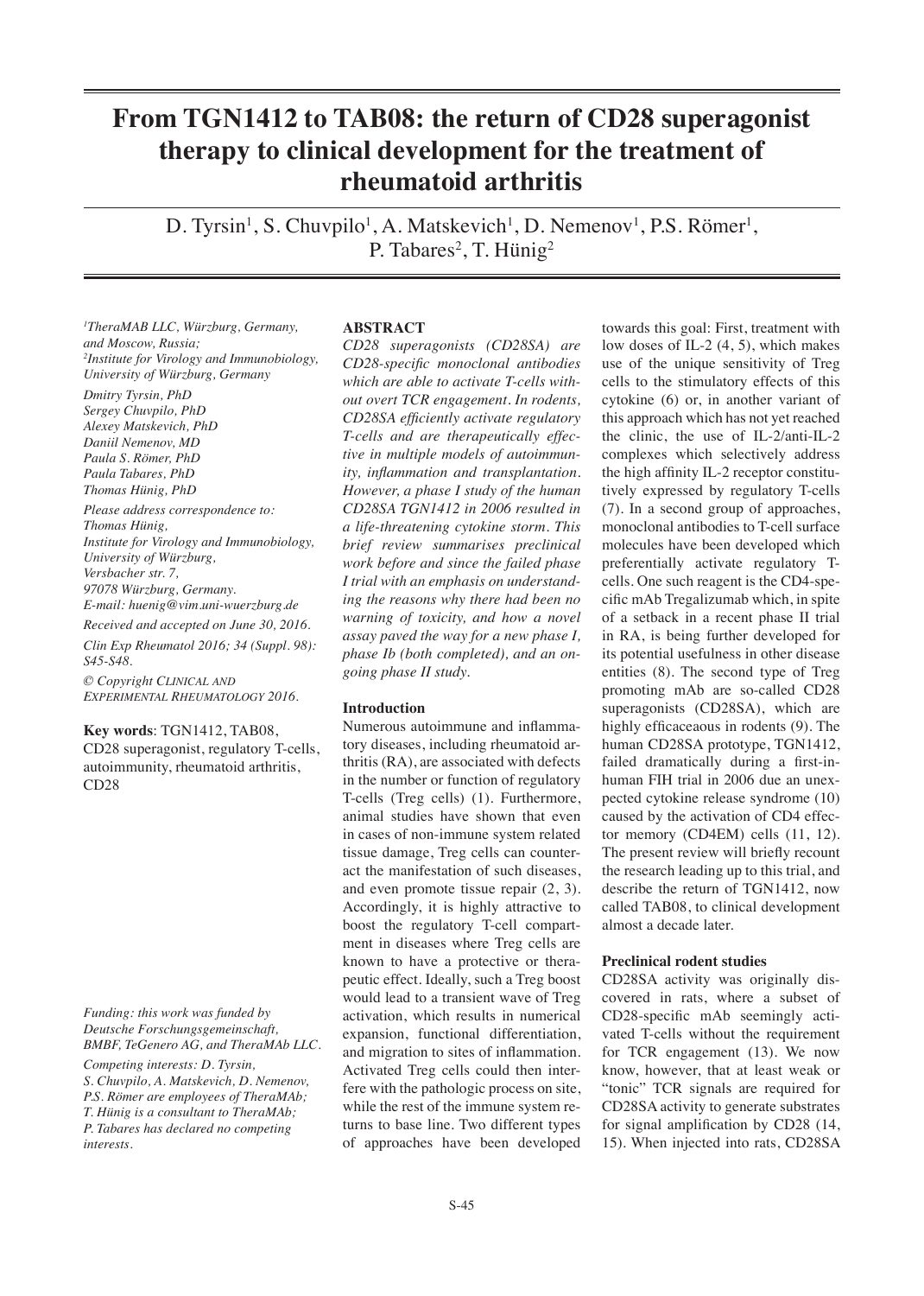# From TGN1412 to TAB08: the return of CD28 superagonist therapy to clinical development for the treatment of rheumatoid arthritis

D. Tyrsin[1], S. Chuvpilo[1], A. Matskevich[1], D. Nemenov[1], P.S. Römer[1], P. Tabares[2], T. Hünig[2]

[1]TheraMAB LLC, Würzburg, Germany, and Moscow, Russia;
[2]Institute for Virology and Immunobiology, University of Würzburg, Germany

*Dmitry Tyrsin, PhD*
*Sergey Chuvpilo, PhD*
*Alexey Matskevich, PhD*
*Daniil Nemenov, MD*
*Paula S. Römer, PhD*
*Paula Tabares, PhD*
*Thomas Hünig, PhD*

*Please address correspondence to: Thomas Hünig, Institute for Virology and Immunobiology, University of Würzburg, Versbacher str. 7, 97078 Würzburg, Germany. E-mail: huenig@vim.uni-wuerzburg.de*

*Received and accepted on June 30, 2016.*

*Clin Exp Rheumatol 2016; 34 (Suppl. 98): S45-S48.*

*© Copyright Clinical and Experimental Rheumatology 2016.*

**Key words**: TGN1412, TAB08, CD28 superagonist, regulatory T-cells, autoimmunity, rheumatoid arthritis, CD28

*Funding: this work was funded by Deutsche Forschungsgemeinschaft, BMBF, TeGenero AG, and TheraMAb LLC.*

*Competing interests: D. Tyrsin, S. Chuvpilo, A. Matskevich, D. Nemenov, P.S. Römer are employees of TheraMAb; T. Hünig is a consultant to TheraMAb; P. Tabares has declared no competing interests.*

## ABSTRACT

*CD28 superagonists (CD28SA) are CD28-specific monoclonal antibodies which are able to activate T-cells without overt TCR engagement. In rodents, CD28SA efficiently activate regulatory T-cells and are therapeutically effective in multiple models of autoimmunity, inflammation and transplantation. However, a phase I study of the human CD28SA TGN1412 in 2006 resulted in a life-threatening cytokine storm. This brief review summarises preclinical work before and since the failed phase I trial with an emphasis on understanding the reasons why there had been no warning of toxicity, and how a novel assay paved the way for a new phase I, phase Ib (both completed), and an ongoing phase II study.*

## Introduction

Numerous autoimmune and inflammatory diseases, including rheumatoid arthritis (RA), are associated with defects in the number or function of regulatory T-cells (Treg cells) (1). Furthermore, animal studies have shown that even in cases of non-immune system related tissue damage, Treg cells can counteract the manifestation of such diseases, and even promote tissue repair (2, 3). Accordingly, it is highly attractive to boost the regulatory T-cell compartment in diseases where Treg cells are known to have a protective or therapeutic effect. Ideally, such a Treg boost would lead to a transient wave of Treg activation, which results in numerical expansion, functional differentiation, and migration to sites of inflammation. Activated Treg cells could then interfere with the pathologic process on site, while the rest of the immune system returns to base line. Two different types of approaches have been developed towards this goal: First, treatment with low doses of IL-2 (4, 5), which makes use of the unique sensitivity of Treg cells to the stimulatory effects of this cytokine (6) or, in another variant of this approach which has not yet reached the clinic, the use of IL-2/anti-IL-2 complexes which selectively address the high affinity IL-2 receptor constitutively expressed by regulatory T-cells (7). In a second group of approaches, monoclonal antibodies to T-cell surface molecules have been developed which preferentially activate regulatory T-cells. One such reagent is the CD4-specific mAb Tregalizumab which, in spite of a setback in a recent phase II trial in RA, is being further developed for its potential usefulness in other disease entities (8). The second type of Treg promoting mAb are so-called CD28 superagonists (CD28SA), which are highly efficaceaous in rodents (9). The human CD28SA prototype, TGN1412, failed dramatically during a first-in-human FIH trial in 2006 due an unexpected cytokine release syndrome (10) caused by the activation of CD4 effector memory (CD4EM) cells (11, 12). The present review will briefly recount the research leading up to this trial, and describe the return of TGN1412, now called TAB08, to clinical development almost a decade later.

## Preclinical rodent studies

CD28SA activity was originally discovered in rats, where a subset of CD28-specific mAb seemingly activated T-cells without the requirement for TCR engagement (13). We now know, however, that at least weak or "tonic" TCR signals are required for CD28SA activity to generate substrates for signal amplification by CD28 (14, 15). When injected into rats, CD28SA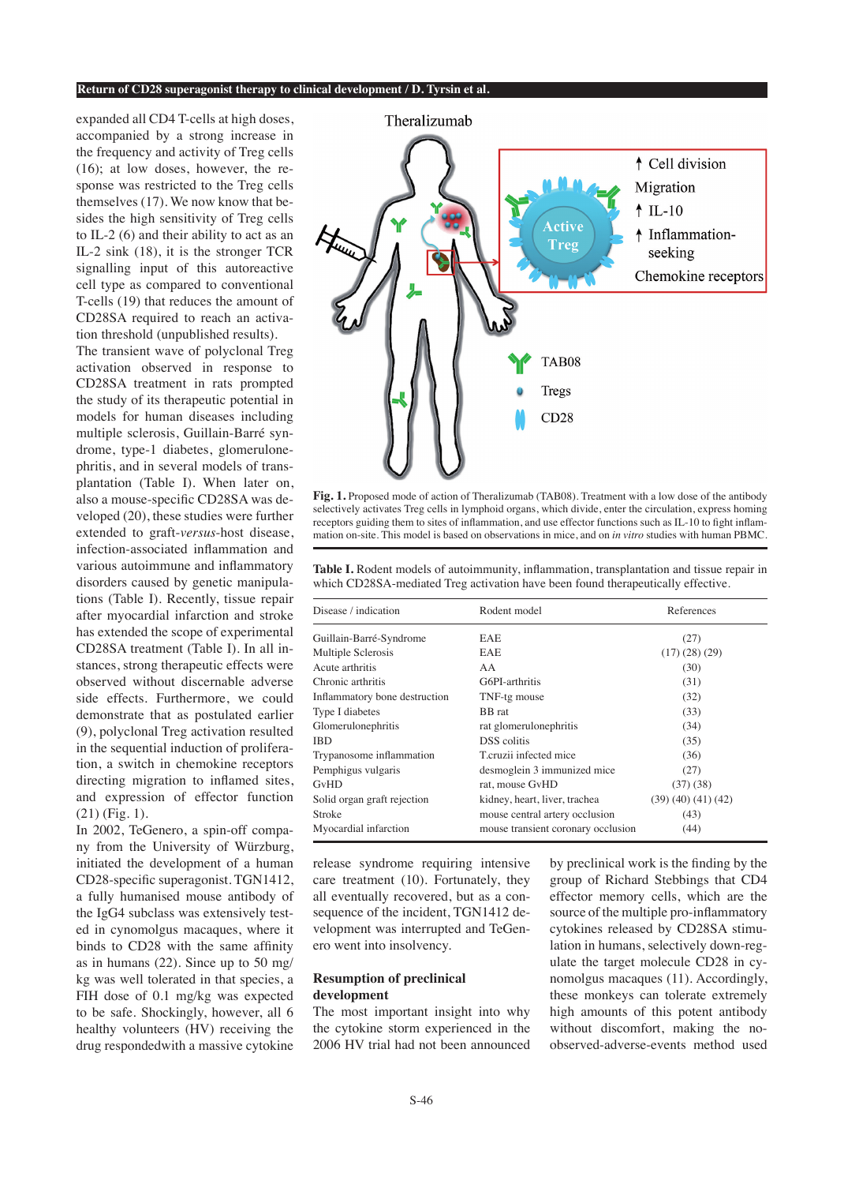expanded all CD4 T-cells at high doses, accompanied by a strong increase in the frequency and activity of Treg cells (16); at low doses, however, the response was restricted to the Treg cells themselves (17). We now know that besides the high sensitivity of Treg cells to IL-2 (6) and their ability to act as an IL-2 sink (18), it is the stronger TCR signalling input of this autoreactive cell type as compared to conventional T-cells (19) that reduces the amount of CD28SA required to reach an activation threshold (unpublished results).

The transient wave of polyclonal Treg activation observed in response to CD28SA treatment in rats prompted the study of its therapeutic potential in models for human diseases including multiple sclerosis, Guillain-Barré syndrome, type-1 diabetes, glomerulonephritis, and in several models of transplantation (Table I). When later on, also a mouse-specific CD28SA was developed (20), these studies were further extended to graft-*versus*-host disease, infection-associated inflammation and various autoimmune and inflammatory disorders caused by genetic manipulations (Table I). Recently, tissue repair after myocardial infarction and stroke has extended the scope of experimental CD28SA treatment (Table I). In all instances, strong therapeutic effects were observed without discernable adverse side effects. Furthermore, we could demonstrate that as postulated earlier (9), polyclonal Treg activation resulted in the sequential induction of proliferation, a switch in chemokine receptors directing migration to inflamed sites, and expression of effector function (21) (Fig. 1).

In 2002, TeGenero, a spin-off company from the University of Würzburg, initiated the development of a human CD28-specific superagonist. TGN1412, a fully humanised mouse antibody of the IgG4 subclass was extensively tested in cynomolgus macaques, where it binds to CD28 with the same affinity as in humans (22). Since up to 50 mg/kg was well tolerated in that species, a FIH dose of 0.1 mg/kg was expected to be safe. Shockingly, however, all 6 healthy volunteers (HV) receiving the drug respondedwith a massive cytokine release syndrome requiring intensive care treatment (10). Fortunately, they all eventually recovered, but as a consequence of the incident, TGN1412 development was interrupted and TeGenero went into insolvency.

**Fig. 1.** Proposed mode of action of Theralizumab (TAB08). Treatment with a low dose of the antibody selectively activates Treg cells in lymphoid organs, which divide, enter the circulation, express homing receptors guiding them to sites of inflammation, and use effector functions such as IL-10 to fight inflammation on-site. This model is based on observations in mice, and on *in vitro* studies with human PBMC.

**Table I.** Rodent models of autoimmunity, inflammation, transplantation and tissue repair in which CD28SA-mediated Treg activation have been found therapeutically effective.

| Disease / indication | Rodent model | References |
|---|---|---|
| Guillain-Barré-Syndrome | EAE | (27) |
| Multiple Sclerosis | EAE | (17) (28) (29) |
| Acute arthritis | AA | (30) |
| Chronic arthritis | G6PI-arthritis | (31) |
| Inflammatory bone destruction | TNF-tg mouse | (32) |
| Type I diabetes | BB rat | (33) |
| Glomerulonephritis | rat glomerulonephritis | (34) |
| IBD | DSS colitis | (35) |
| Trypanosome inflammation | T.cruzii infected mice | (36) |
| Pemphigus vulgaris | desmoglein 3 immunized mice | (27) |
| GvHD | rat, mouse GvHD | (37) (38) |
| Solid organ graft rejection | kidney, heart, liver, trachea | (39) (40) (41) (42) |
| Stroke | mouse central artery occlusion | (43) |
| Myocardial infarction | mouse transient coronary occlusion | (44) |

## Resumption of preclinical development

The most important insight into why the cytokine storm experienced in the 2006 HV trial had not been announced by preclinical work is the finding by the group of Richard Stebbings that CD4 effector memory cells, which are the source of the multiple pro-inflammatory cytokines released by CD28SA stimulation in humans, selectively down-regulate the target molecule CD28 in cynomolgus macaques (11). Accordingly, these monkeys can tolerate extremely high amounts of this potent antibody without discomfort, making the no-observed-adverse-events method used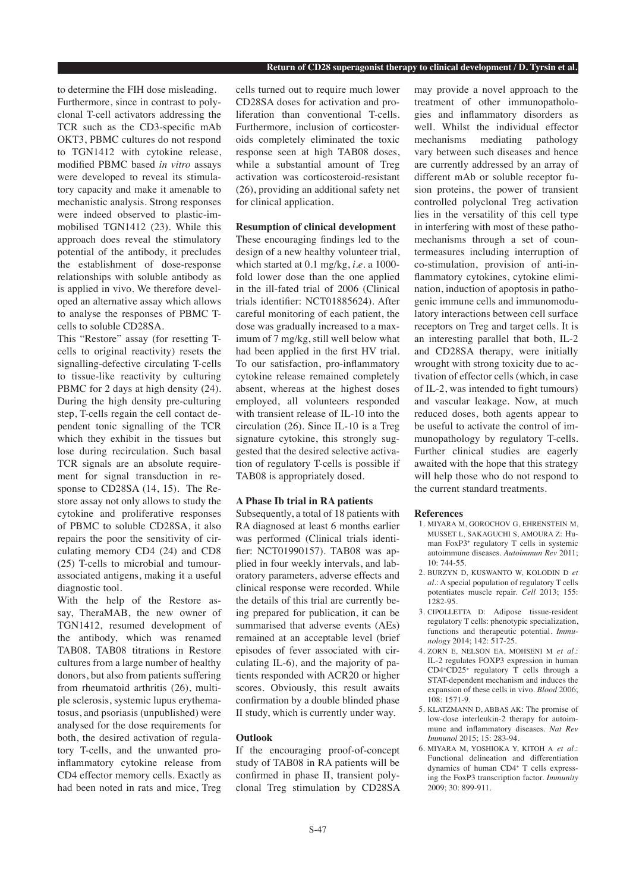to determine the FIH dose misleading. Furthermore, since in contrast to polyclonal T-cell activators addressing the TCR such as the CD3-specific mAb OKT3, PBMC cultures do not respond to TGN1412 with cytokine release, modified PBMC based *in vitro* assays were developed to reveal its stimulatory capacity and make it amenable to mechanistic analysis. Strong responses were indeed observed to plastic-immobilised TGN1412 (23). While this approach does reveal the stimulatory potential of the antibody, it precludes the establishment of dose-response relationships with soluble antibody as is applied in vivo. We therefore developed an alternative assay which allows to analyse the responses of PBMC T-cells to soluble CD28SA.

This "Restore" assay (for resetting T-cells to original reactivity) resets the signalling-defective circulating T-cells to tissue-like reactivity by culturing PBMC for 2 days at high density (24). During the high density pre-culturing step, T-cells regain the cell contact dependent tonic signalling of the TCR which they exhibit in the tissues but lose during recirculation. Such basal TCR signals are an absolute requirement for signal transduction in response to CD28SA (14, 15). The Restore assay not only allows to study the cytokine and proliferative responses of PBMC to soluble CD28SA, it also repairs the poor the sensitivity of circulating memory CD4 (24) and CD8 (25) T-cells to microbial and tumour-associated antigens, making it a useful diagnostic tool.

With the help of the Restore assay, TheraMAB, the new owner of TGN1412, resumed development of the antibody, which was renamed TAB08. TAB08 titrations in Restore cultures from a large number of healthy donors, but also from patients suffering from rheumatoid arthritis (26), multiple sclerosis, systemic lupus erythematosus, and psoriasis (unpublished) were analysed for the dose requirements for both, the desired activation of regulatory T-cells, and the unwanted pro-inflammatory cytokine release from CD4 effector memory cells. Exactly as had been noted in rats and mice, Treg cells turned out to require much lower CD28SA doses for activation and proliferation than conventional T-cells. Furthermore, inclusion of corticosteroids completely eliminated the toxic response seen at high TAB08 doses, while a substantial amount of Treg activation was corticosteroid-resistant (26), providing an additional safety net for clinical application.

**Resumption of clinical development**

These encouraging findings led to the design of a new healthy volunteer trial, which started at 0.1 mg/kg, *i.e.* a 1000-fold lower dose than the one applied in the ill-fated trial of 2006 (Clinical trials identifier: NCT01885624). After careful monitoring of each patient, the dose was gradually increased to a maximum of 7 mg/kg, still well below what had been applied in the first HV trial. To our satisfaction, pro-inflammatory cytokine release remained completely absent, whereas at the highest doses employed, all volunteers responded with transient release of IL-10 into the circulation (26). Since IL-10 is a Treg signature cytokine, this strongly suggested that the desired selective activation of regulatory T-cells is possible if TAB08 is appropriately dosed.

**A Phase Ib trial in RA patients**

Subsequently, a total of 18 patients with RA diagnosed at least 6 months earlier was performed (Clinical trials identifier: NCT01990157). TAB08 was applied in four weekly intervals, and laboratory parameters, adverse effects and clinical response were recorded. While the details of this trial are currently being prepared for publication, it can be summarised that adverse events (AEs) remained at an acceptable level (brief episodes of fever associated with circulating IL-6), and the majority of patients responded with ACR20 or higher scores. Obviously, this result awaits confirmation by a double blinded phase II study, which is currently under way.

**Outlook**

If the encouraging proof-of-concept study of TAB08 in RA patients will be confirmed in phase II, transient polyclonal Treg stimulation by CD28SA may provide a novel approach to the treatment of other immunopathologies and inflammatory disorders as well. Whilst the individual effector mechanisms mediating pathology vary between such diseases and hence are currently addressed by an array of different mAb or soluble receptor fusion proteins, the power of transient controlled polyclonal Treg activation lies in the versatility of this cell type in interfering with most of these pathomechanisms through a set of countermeasures including interruption of co-stimulation, provision of anti-inflammatory cytokines, cytokine elimination, induction of apoptosis in pathogenic immune cells and immunomodulatory interactions between cell surface receptors on Treg and target cells. It is an interesting parallel that both, IL-2 and CD28SA therapy, were initially wrought with strong toxicity due to activation of effector cells (which, in case of IL-2, was intended to fight tumours) and vascular leakage. Now, at much reduced doses, both agents appear to be useful to activate the control of immunopathology by regulatory T-cells. Further clinical studies are eagerly awaited with the hope that this strategy will help those who do not respond to the current standard treatments.

**References**

1. MIYARA M, GOROCHOV G, EHRENSTEIN M, MUSSET L, SAKAGUCHI S, AMOURA Z: Human FoxP3+ regulatory T cells in systemic autoimmune diseases. *Autoimmun Rev* 2011; 10: 744-55.
2. BURZYN D, KUSWANTO W, KOLODIN D *et al.*: A special population of regulatory T cells potentiates muscle repair. *Cell* 2013; 155: 1282-95.
3. CIPOLLETTA D: Adipose tissue-resident regulatory T cells: phenotypic specialization, functions and therapeutic potential. *Immunology* 2014; 142: 517-25.
4. ZORN E, NELSON EA, MOHSENI M *et al.*: IL-2 regulates FOXP3 expression in human CD4+CD25+ regulatory T cells through a STAT-dependent mechanism and induces the expansion of these cells in vivo. *Blood* 2006; 108: 1571-9.
5. KLATZMANN D, ABBAS AK: The promise of low-dose interleukin-2 therapy for autoimmune and inflammatory diseases. *Nat Rev Immunol* 2015; 15: 283-94.
6. MIYARA M, YOSHIOKA Y, KITOH A *et al.*: Functional delineation and differentiation dynamics of human CD4+ T cells expressing the FoxP3 transcription factor. *Immunity* 2009; 30: 899-911.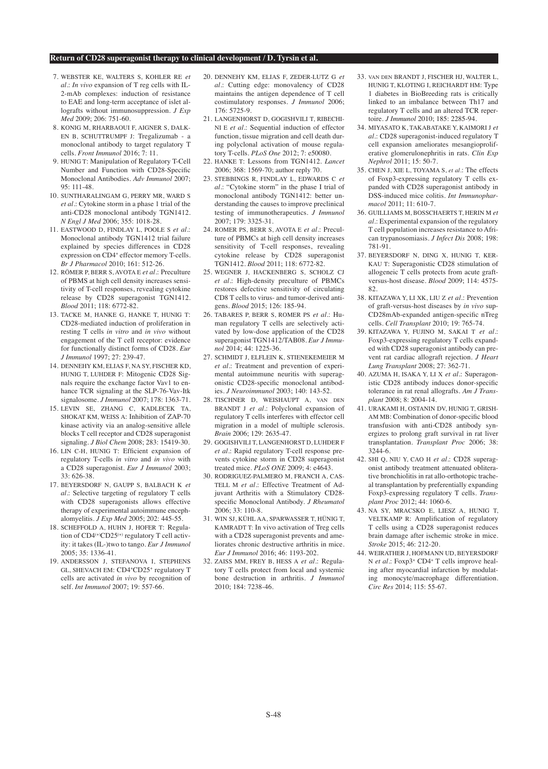7. WEBSTER KE, WALTERS S, KOHLER RE *et al.*: *In vivo* expansion of T reg cells with IL-2-mAb complexes: induction of resistance to EAE and long-term acceptance of islet allografts without immunosuppression. *J Exp Med* 2009; 206: 751-60.
8. KONIG M, RHARBAOUI F, AIGNER S, DALKEN B, SCHUTTRUMPF J: Tregalizumab - a monoclonal antibody to target regulatory T cells. *Front Immunol* 2016; 7: 11.
9. HUNIG T: Manipulation of Regulatory T-Cell Number and Function with CD28-Specific Monoclonal Antibodies. *Adv Immunol* 2007; 95: 111-48.
10. SUNTHARALINGAM G, PERRY MR, WARD S *et al.*: Cytokine storm in a phase 1 trial of the anti-CD28 monoclonal antibody TGN1412. *N Engl J Med* 2006; 355: 1018-28.
11. EASTWOOD D, FINDLAY L, POOLE S *et al.*: Monoclonal antibody TGN1412 trial failure explained by species differences in CD28 expression on CD4+ effector memory T-cells. *Br J Pharmacol* 2010; 161: 512-26.
12. RÖMER P, BERR S, AVOTA E *et al.*: Preculture of PBMS at high cell density increases sensitivity of T-cell responses, revealing cytokine release by CD28 superagonist TGN1412. *Blood* 2011; 118: 6772-82.
13. TACKE M, HANKE G, HANKE T, HUNIG T: CD28-mediated induction of proliferation in resting T cells *in vitro* and *in vivo* without engagement of the T cell receptor: evidence for functionally distinct forms of CD28. *Eur J Immunol* 1997; 27: 239-47.
14. DENNEHY KM, ELIAS F, NA SY, FISCHER KD, HUNIG T, LUHDER F: Mitogenic CD28 Signals require the exchange factor Vav1 to enhance TCR signaling at the SLP-76-Vav-Itk signalosome. *J Immunol* 2007; 178: 1363-71.
15. LEVIN SE, ZHANG C, KADLECEK TA, SHOKAT KM, WEISS A: Inhibition of ZAP-70 kinase activity via an analog-sensitive allele blocks T cell receptor and CD28 superagonist signaling. *J Biol Chem* 2008; 283: 15419-30.
16. LIN C-H, HUNIG T: Efficient expansion of regulatory T-cells *in vitro* and *in vivo* with a CD28 superagonist. *Eur J Immunol* 2003; 33: 626-38.
17. BEYERSDORF N, GAUPP S, BALBACH K *et al.*: Selective targeting of regulatory T cells with CD28 superagonists allows effective therapy of experimental autoimmune encephalomyelitis. *J Exp Med* 2005; 202: 445-55.
18. SCHEFFOLD A, HUHN J, HOFER T: Regulation of CD4(+)CD25(+) regulatory T cell activity: it takes (IL-)two to tango. *Eur J Immunol* 2005; 35: 1336-41.
19. ANDERSSON J, STEFANOVA I, STEPHENS GL, SHEVACH EM: CD4+CD25+ regulatory T cells are activated *in vivo* by recognition of self. *Int Immunol* 2007; 19: 557-66.
20. DENNEHY KM, ELIAS F, ZEDER-LUTZ G *et al.*: Cutting edge: monovalency of CD28 maintains the antigen dependence of T cell costimulatory responses. *J Immunol* 2006; 176: 5725-9.
21. LANGENHORST D, GOGISHVILI T, RIBECHINI E *et al.*: Sequential induction of effector function, tissue migration and cell death during polyclonal activation of mouse regulatory T-cells. *PLoS One* 2012; 7: e50080.
22. HANKE T: Lessons from TGN1412. *Lancet* 2006; 368: 1569-70; author reply 70.
23. STEBBINGS R, FINDLAY L, EDWARDS C *et al.*: "Cytokine storm" in the phase I trial of monoclonal antibody TGN1412: better understanding the causes to improve preclinical testing of immunotherapeutics. *J Immunol* 2007; 179: 3325-31.
24. ROMER PS, BERR S, AVOTA E *et al.*: Preculture of PBMCs at high cell density increases sensitivity of T-cell responses, revealing cytokine release by CD28 superagonist TGN1412. *Blood* 2011; 118: 6772-82.
25. WEGNER J, HACKENBERG S, SCHOLZ CJ *et al.*: High-density preculture of PBMCs restores defective sensitivity of circulating CD8 T cells to virus- and tumor-derived antigens. *Blood* 2015; 126: 185-94.
26. TABARES P, BERR S, ROMER PS *et al.*: Human regulatory T cells are selectively activated by low-dose application of the CD28 superagonist TGN1412/TAB08. *Eur J Immunol* 2014; 44: 1225-36.
27. SCHMIDT J, ELFLEIN K, STIENEKEMEIER M *et al.*: Treatment and prevention of experimental autoimmune neuritis with superagonistic CD28-specific monoclonal antibodies. *J Neuroimmunol* 2003; 140: 143-52.
28. TISCHNER D, WEISHAUPT A, VAN DEN BRANDT J *et al.*: Polyclonal expansion of regulatory T cells interferes with effector cell migration in a model of multiple sclerosis. *Brain* 2006; 129: 2635-47.
29. GOGISHVILI T, LANGENHORST D, LUHDER F *et al.*: Rapid regulatory T-cell response prevents cytokine storm in CD28 superagonist treated mice. *PLoS ONE* 2009; 4: e4643.
30. RODRIGUEZ-PALMERO M, FRANCH A, CASTELL M *et al.*: Effective Treatment of Adjuvant Arthritis with a Stimulatory CD28-specific Monoclonal Antibody. *J Rheumatol* 2006; 33: 110-8.
31. WIN SJ, KÜHL AA, SPARWASSER T, HÜNIG T, KAMRADT T: In vivo activation of Treg cells with a CD28 superagonist prevents and ameliorates chronic destructive arthritis in mice. *Eur J Immunol* 2016; 46: 1193-202.
32. ZAISS MM, FREY B, HESS A *et al.*: Regulatory T cells protect from local and systemic bone destruction in arthritis. *J Immunol* 2010; 184: 7238-46.
33. VAN DEN BRANDT J, FISCHER HJ, WALTER L, HUNIG T, KLOTING I, REICHARDT HM: Type 1 diabetes in BioBreeding rats is critically linked to an imbalance between Th17 and regulatory T cells and an altered TCR repertoire. *J Immunol* 2010; 185: 2285-94.
34. MIYASATO K, TAKABATAKE Y, KAIMORI J *et al.*: CD28 superagonist-induced regulatory T cell expansion ameliorates mesangioproliferative glomerulonephritis in rats. *Clin Exp Nephrol* 2011; 15: 50-7.
35. CHEN J, XIE L, TOYAMA S, *et al.*: The effects of Foxp3-expressing regulatory T cells expanded with CD28 superagonist antibody in DSS-induced mice colitis. *Int Immunopharmacol* 2011; 11: 610-7.
36. GUILLIAMS M, BOSSCHAERTS T, HERIN M *et al.*: Experimental expansion of the regulatory T cell population increases resistance to African trypanosomiasis. *J Infect Dis* 2008; 198: 781-91.
37. BEYERSDORF N, DING X, HUNIG T, KERKAU T: Superagonistic CD28 stimulation of allogeneic T cells protects from acute graft-versus-host disease. *Blood* 2009; 114: 4575-82.
38. KITAZAWA Y, LI XK, LIU Z *et al.*: Prevention of graft-versus-host diseases by *in vivo* supCD28mAb-expanded antigen-specific nTreg cells. *Cell Transplant* 2010; 19: 765-74.
39. KITAZAWA Y, FUJINO M, SAKAI T *et al.*: Foxp3-expressing regulatory T cells expanded with CD28 superagonist antibody can prevent rat cardiac allograft rejection. *J Heart Lung Transplant* 2008; 27: 362-71.
40. AZUMA H, ISAKA Y, LI X *et al.*: Superagonistic CD28 antibody induces donor-specific tolerance in rat renal allografts. *Am J Transplant* 2008; 8: 2004-14.
41. URAKAMI H, OSTANIN DV, HUNIG T, GRISHAM MB: Combination of donor-specific blood transfusion with anti-CD28 antibody synergizes to prolong graft survival in rat liver transplantation. *Transplant Proc* 2006; 38: 3244-6.
42. SHI Q, NIU Y, CAO H *et al.*: CD28 superagonist antibody treatment attenuated obliterative bronchiolitis in rat allo-orthotopic tracheal transplantation by preferentially expanding Foxp3-expressing regulatory T cells. *Transplant Proc* 2012; 44: 1060-6.
43. NA SY, MRACSKO E, LIESZ A, HUNIG T, VELTKAMP R: Amplification of regulatory T cells using a CD28 superagonist reduces brain damage after ischemic stroke in mice. *Stroke* 2015; 46: 212-20.
44. WEIRATHER J, HOFMANN UD, BEYERSDORF N *et al.*: Foxp3+ CD4+ T cells improve healing after myocardial infarction by modulating monocyte/macrophage differentiation. *Circ Res* 2014; 115: 55-67.